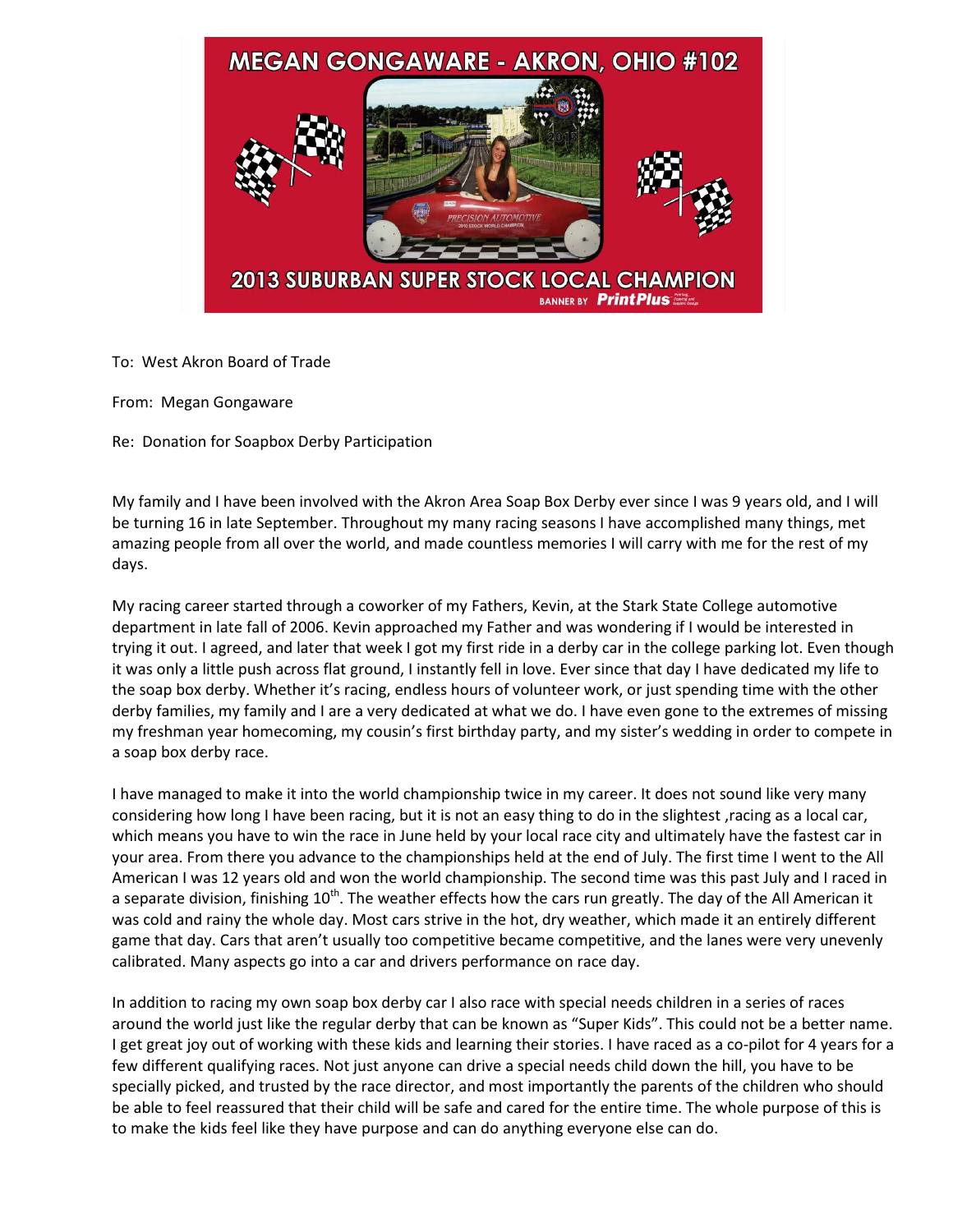MEGAN GONGAWARE - AKRON, OHIO #102

2013 SUBURBAN SUPER STOCK LOCAL CHAMPION

BANNER BY PrintPlus

To: West Akron Board of Trade

From: Megan Gongaware

Re: Donation for Soapbox Derby Participation

My family and I have been involved with the Akron Area Soap Box Derby ever since I was 9 years old, and I will be turning 16 in late September. Throughout my many racing seasons I have accomplished many things, met amazing people from all over the world, and made countless memories I will carry with me for the rest of my days.

My racing career started through a coworker of my Fathers, Kevin, at the Stark State College automotive department in late fall of 2006. Kevin approached my Father and was wondering if I would be interested in trying it out. I agreed, and later that week I got my first ride in a derby car in the college parking lot. Even though it was only a little push across flat ground, I instantly fell in love. Ever since that day I have dedicated my life to the soap box derby. Whether it's racing, endless hours of volunteer work, or just spending time with the other derby families, my family and I are a very dedicated at what we do. I have even gone to the extremes of missing my freshman year homecoming, my cousin's first birthday party, and my sister's wedding in order to compete in a soap box derby race.

I have managed to make it into the world championship twice in my career. It does not sound like very many considering how long I have been racing, but it is not an easy thing to do in the slightest ,racing as a local car, which means you have to win the race in June held by your local race city and ultimately have the fastest car in your area. From there you advance to the championships held at the end of July. The first time I went to the All American I was 12 years old and won the world championship. The second time was this past July and I raced in a separate division, finishing 10th. The weather effects how the cars run greatly. The day of the All American it was cold and rainy the whole day. Most cars strive in the hot, dry weather, which made it an entirely different game that day. Cars that aren't usually too competitive became competitive, and the lanes were very unevenly calibrated. Many aspects go into a car and drivers performance on race day.

In addition to racing my own soap box derby car I also race with special needs children in a series of races around the world just like the regular derby that can be known as "Super Kids". This could not be a better name. I get great joy out of working with these kids and learning their stories. I have raced as a co-pilot for 4 years for a few different qualifying races. Not just anyone can drive a special needs child down the hill, you have to be specially picked, and trusted by the race director, and most importantly the parents of the children who should be able to feel reassured that their child will be safe and cared for the entire time. The whole purpose of this is to make the kids feel like they have purpose and can do anything everyone else can do.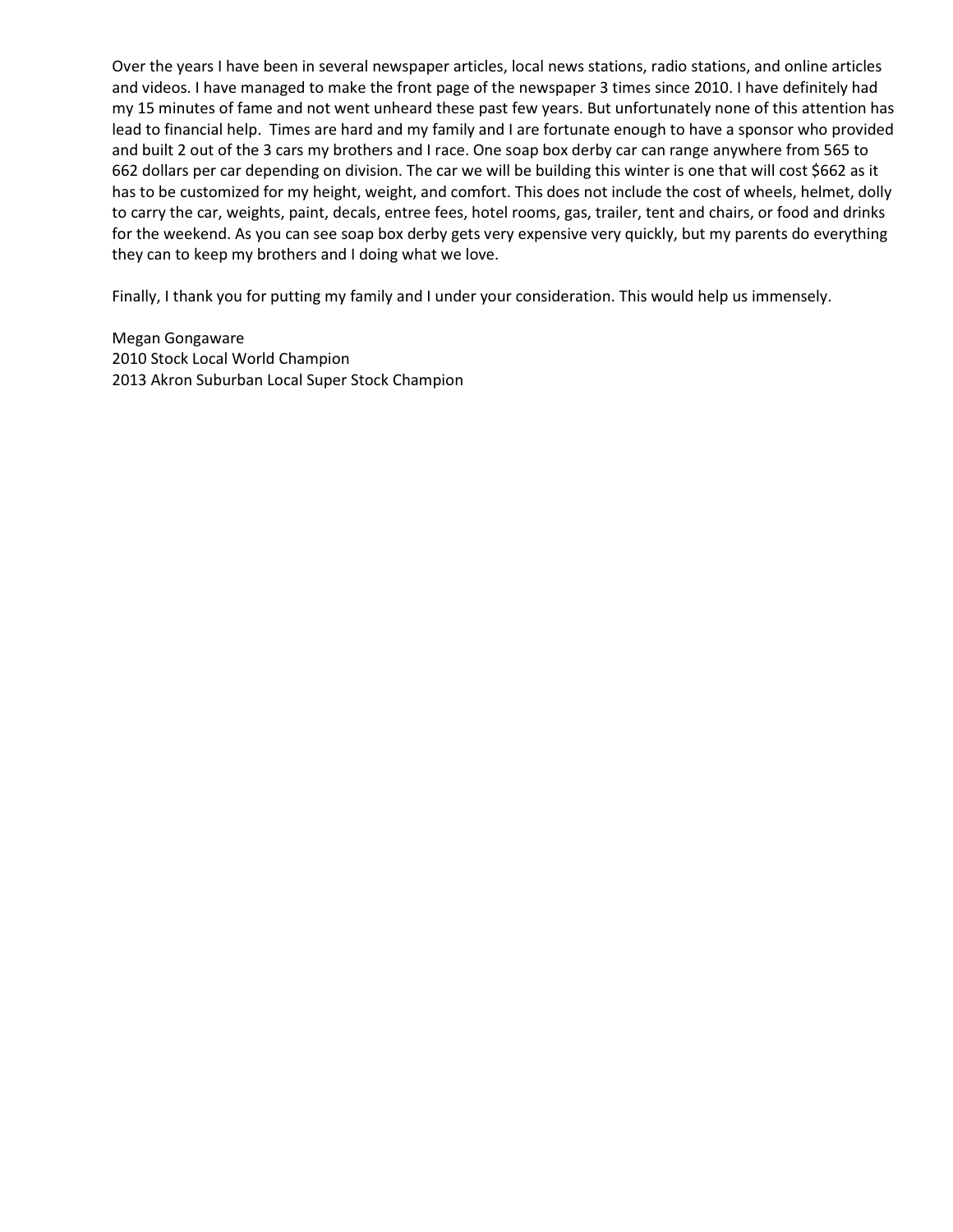Over the years I have been in several newspaper articles, local news stations, radio stations, and online articles and videos. I have managed to make the front page of the newspaper 3 times since 2010. I have definitely had my 15 minutes of fame and not went unheard these past few years. But unfortunately none of this attention has lead to financial help.  Times are hard and my family and I are fortunate enough to have a sponsor who provided and built 2 out of the 3 cars my brothers and I race. One soap box derby car can range anywhere from 565 to 662 dollars per car depending on division. The car we will be building this winter is one that will cost $662 as it has to be customized for my height, weight, and comfort. This does not include the cost of wheels, helmet, dolly to carry the car, weights, paint, decals, entree fees, hotel rooms, gas, trailer, tent and chairs, or food and drinks for the weekend. As you can see soap box derby gets very expensive very quickly, but my parents do everything they can to keep my brothers and I doing what we love.

Finally, I thank you for putting my family and I under your consideration. This would help us immensely.

Megan Gongaware  
2010 Stock Local World Champion  
2013 Akron Suburban Local Super Stock Champion